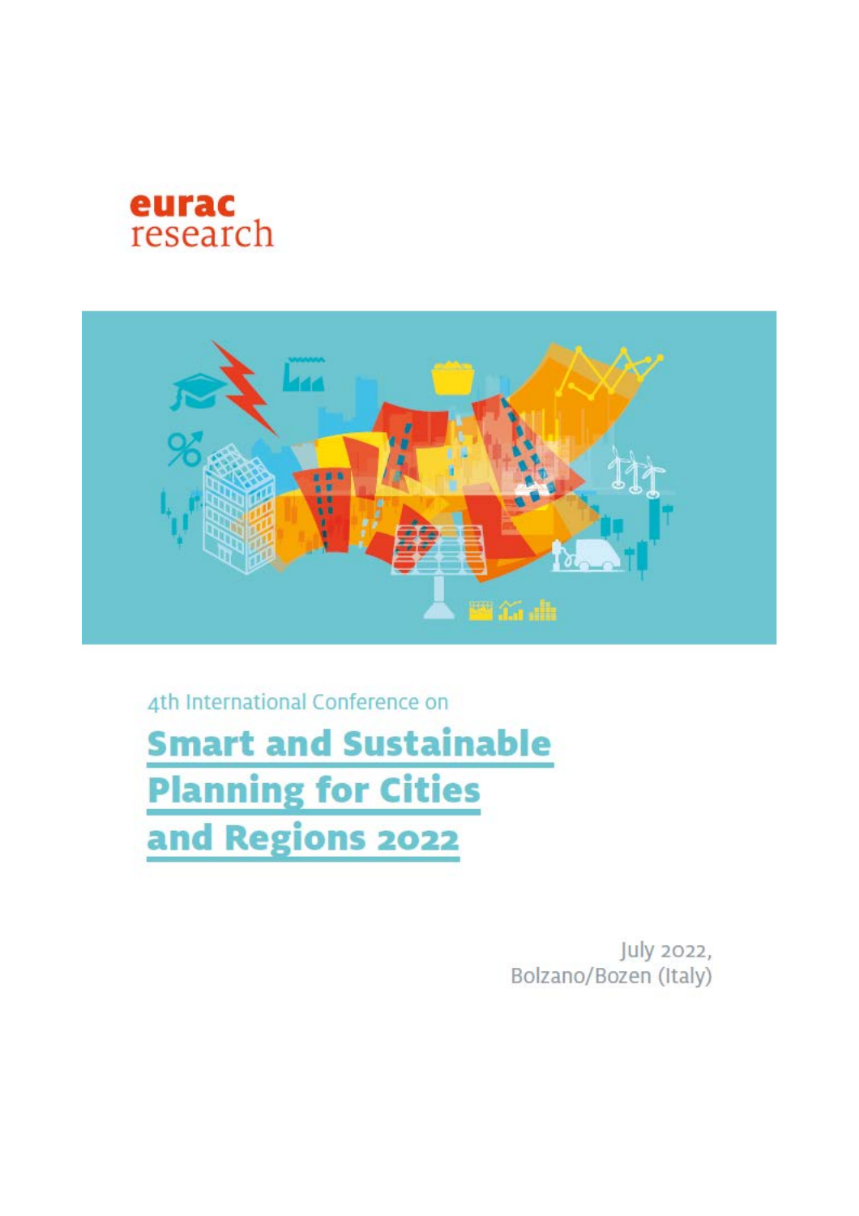eurac research

4th International Conference on

# Smart and Sustainable Planning for Cities and Regions 2022

July 2022,
Bolzano/Bozen (Italy)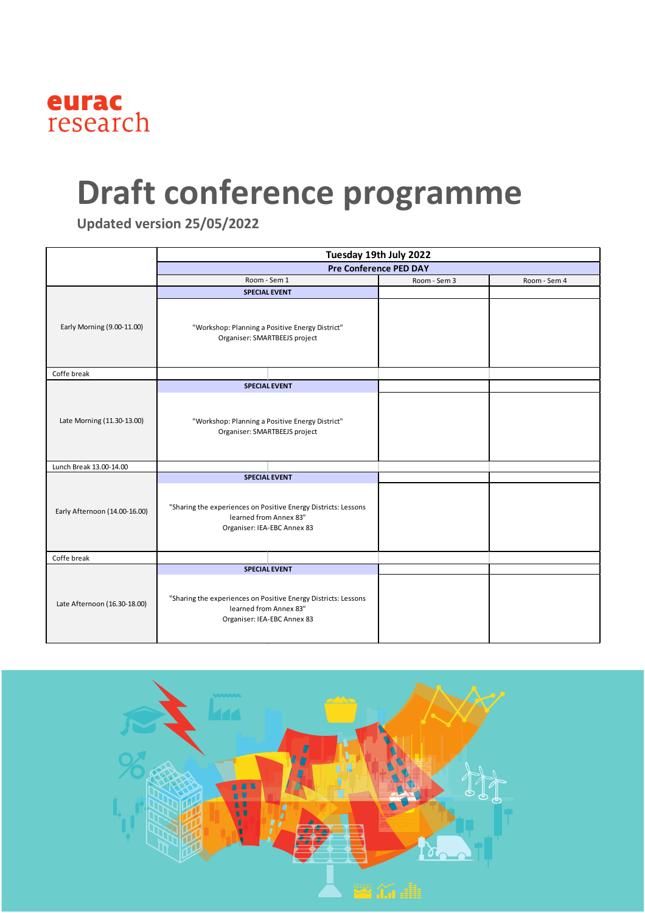eurac research

# Draft conference programme

**Updated version 25/05/2022**

| | Tuesday 19th July 2022 | | |
|---|---|---|---|
| | **Pre Conference PED DAY** | | |
| | Room - Sem 1 | Room - Sem 3 | Room - Sem 4 |
| Early Morning (9.00-11.00) | **SPECIAL EVENT**<br>"Workshop: Planning a Positive Energy District"<br>Organiser: SMARTBEEJS project | | |
| Coffe break | | | |
| Late Morning (11.30-13.00) | **SPECIAL EVENT**<br>"Workshop: Planning a Positive Energy District"<br>Organiser: SMARTBEEJS project | | |
| Lunch Break 13.00-14.00 | | | |
| Early Afternoon (14.00-16.00) | **SPECIAL EVENT**<br>"Sharing the experiences on Positive Energy Districts: Lessons learned from Annex 83"<br>Organiser: IEA-EBC Annex 83 | | |
| Coffe break | | | |
| Late Afternoon (16.30-18.00) | **SPECIAL EVENT**<br>"Sharing the experiences on Positive Energy Districts: Lessons learned from Annex 83"<br>Organiser: IEA-EBC Annex 83 | | |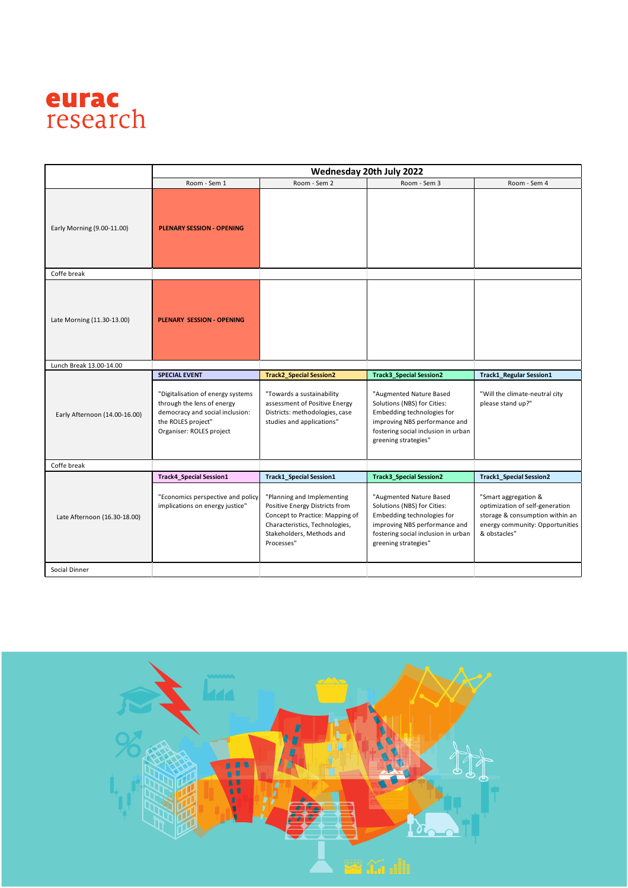eurac research

| | Wednesday 20th July 2022 | | | |
|---|---|---|---|---|
| | Room - Sem 1 | Room - Sem 2 | Room - Sem 3 | Room - Sem 4 |
| Early Morning (9.00-11.00) | **PLENARY SESSION - OPENING** | | | |
| Coffe break | | | | |
| Late Morning (11.30-13.00) | **PLENARY SESSION - OPENING** | | | |
| Lunch Break 13.00-14.00 | | | | |
| | **SPECIAL EVENT** | **Track2_Special Session2** | **Track3_Special Session2** | **Track1_Regular Session1** |
| Early Afternoon (14.00-16.00) | "Digitalisation of energy systems through the lens of energy democracy and social inclusion: the ROLES project" Organiser: ROLES project | "Towards a sustainability assessment of Positive Energy Districts: methodologies, case studies and applications" | "Augmented Nature Based Solutions (NBS) for Cities: Embedding technologies for improving NBS performance and fostering social inclusion in urban greening strategies" | "Will the climate-neutral city please stand up?" |
| Coffe break | | | | |
| | **Track4_Special Session1** | **Track1_Special Session1** | **Track3_Special Session2** | **Track1_Special Session2** |
| Late Afternoon (16.30-18.00) | "Economics perspective and policy implications on energy justice" | "Planning and Implementing Positive Energy Districts from Concept to Practice: Mapping of Characteristics, Technologies, Stakeholders, Methods and Processes" | "Augmented Nature Based Solutions (NBS) for Cities: Embedding technologies for improving NBS performance and fostering social inclusion in urban greening strategies" | "Smart aggregation & optimization of self-generation storage & consumption within an energy community: Opportunities & obstacles" |
| Social Dinner | | | | |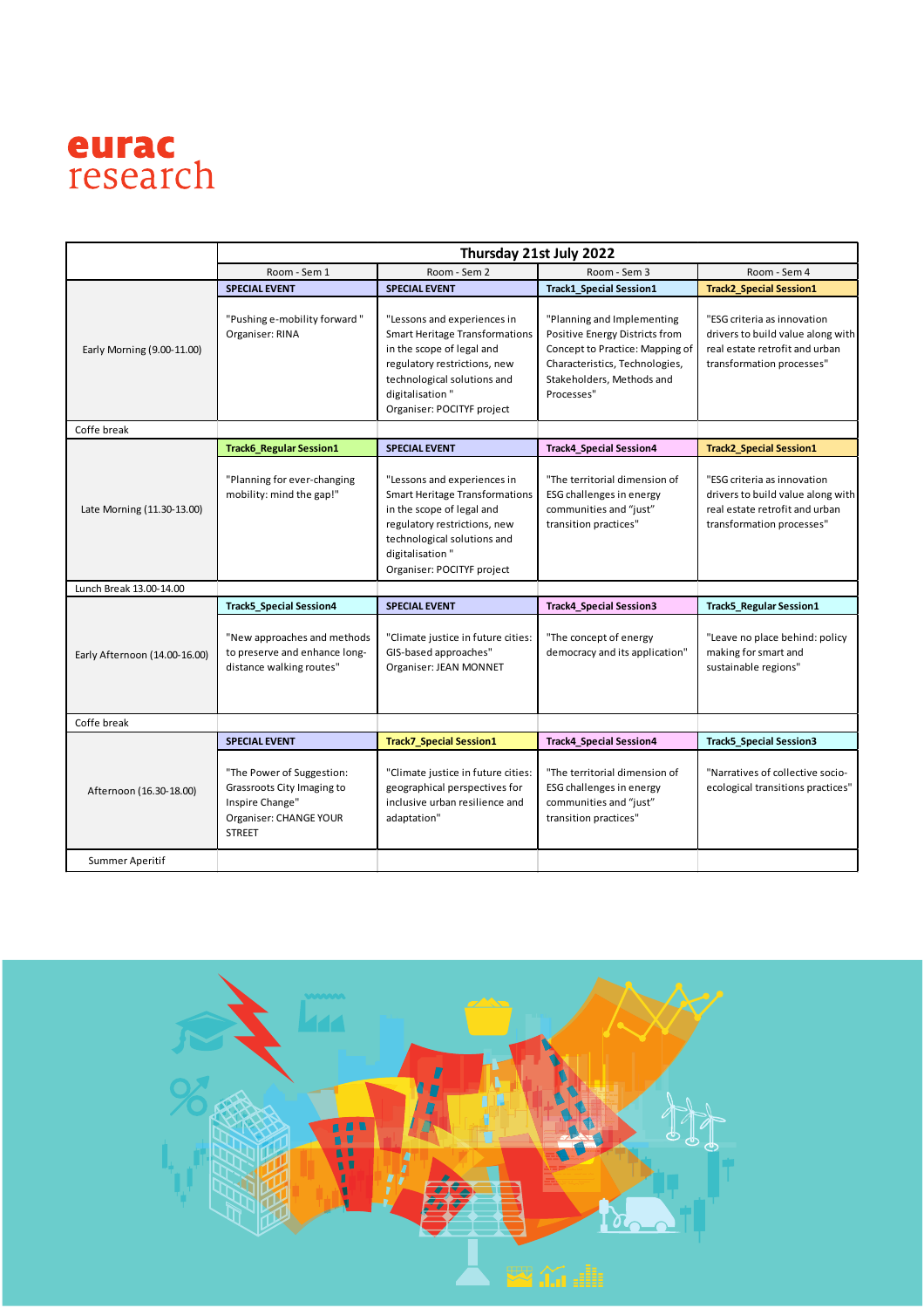eurac research

| | Thursday 21st July 2022 | | | |
|---|---|---|---|---|
| | Room - Sem 1 | Room - Sem 2 | Room - Sem 3 | Room - Sem 4 |
| Early Morning (9.00-11.00) | **SPECIAL EVENT**<br>"Pushing e-mobility forward "<br>Organiser: RINA | **SPECIAL EVENT**<br>"Lessons and experiences in Smart Heritage Transformations in the scope of legal and regulatory restrictions, new technological solutions and digitalisation "<br>Organiser: POCITYF project | **Track1_Special Session1**<br>"Planning and Implementing Positive Energy Districts from Concept to Practice: Mapping of Characteristics, Technologies, Stakeholders, Methods and Processes" | **Track2_Special Session1**<br>"ESG criteria as innovation drivers to build value along with real estate retrofit and urban transformation processes" |
| Coffe break | | | | |
| Late Morning (11.30-13.00) | **Track6_Regular Session1**<br>"Planning for ever-changing mobility: mind the gap!" | **SPECIAL EVENT**<br>"Lessons and experiences in Smart Heritage Transformations in the scope of legal and regulatory restrictions, new technological solutions and digitalisation "<br>Organiser: POCITYF project | **Track4_Special Session4**<br>"The territorial dimension of ESG challenges in energy communities and "just" transition practices" | **Track2_Special Session1**<br>"ESG criteria as innovation drivers to build value along with real estate retrofit and urban transformation processes" |
| Lunch Break 13.00-14.00 | | | | |
| Early Afternoon (14.00-16.00) | **Track5_Special Session4**<br>"New approaches and methods to preserve and enhance long-distance walking routes" | **SPECIAL EVENT**<br>"Climate justice in future cities: GIS-based approaches"<br>Organiser: JEAN MONNET | **Track4_Special Session3**<br>"The concept of energy democracy and its application" | **Track5_Regular Session1**<br>"Leave no place behind: policy making for smart and sustainable regions" |
| Coffe break | | | | |
| Afternoon (16.30-18.00) | **SPECIAL EVENT**<br>"The Power of Suggestion: Grassroots City Imaging to Inspire Change"<br>Organiser: CHANGE YOUR STREET | **Track7_Special Session1**<br>"Climate justice in future cities: geographical perspectives for inclusive urban resilience and adaptation" | **Track4_Special Session4**<br>"The territorial dimension of ESG challenges in energy communities and "just" transition practices" | **Track5_Special Session3**<br>"Narratives of collective socio-ecological transitions practices" |
| Summer Aperitif | | | | |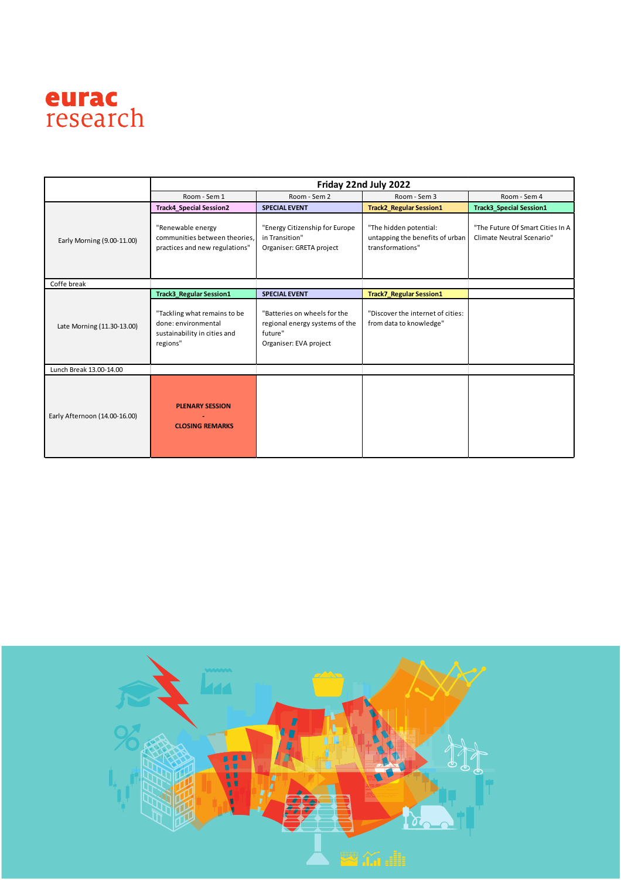eurac research

| | Friday 22nd July 2022 | | | |
|---|---|---|---|---|
| | Room - Sem 1 | Room - Sem 2 | Room - Sem 3 | Room - Sem 4 |
| Early Morning (9.00-11.00) | **Track4_Special Session2**<br>"Renewable energy communities between theories, practices and new regulations" | **SPECIAL EVENT**<br>"Energy Citizenship for Europe in Transition"<br>Organiser: GRETA project | **Track2_Regular Session1**<br>"The hidden potential: untapping the benefits of urban transformations" | **Track3_Special Session1**<br>"The Future Of Smart Cities In A Climate Neutral Scenario" |
| Coffe break | | | | |
| Late Morning (11.30-13.00) | **Track3_Regular Session1**<br>"Tackling what remains to be done: environmental sustainability in cities and regions" | **SPECIAL EVENT**<br>"Batteries on wheels for the regional energy systems of the future"<br>Organiser: EVA project | **Track7_Regular Session1**<br>"Discover the internet of cities: from data to knowledge" | |
| Lunch Break 13.00-14.00 | | | | |
| Early Afternoon (14.00-16.00) | **PLENARY SESSION**<br>**-**<br>**CLOSING REMARKS** | | | |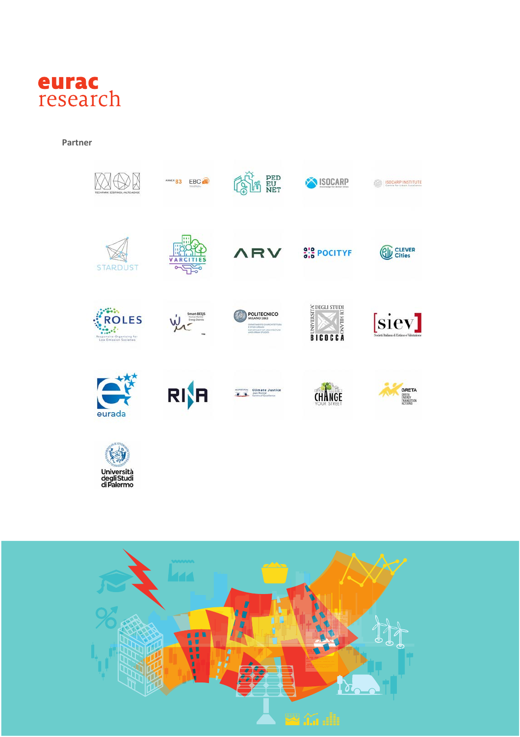eurac research

Partner